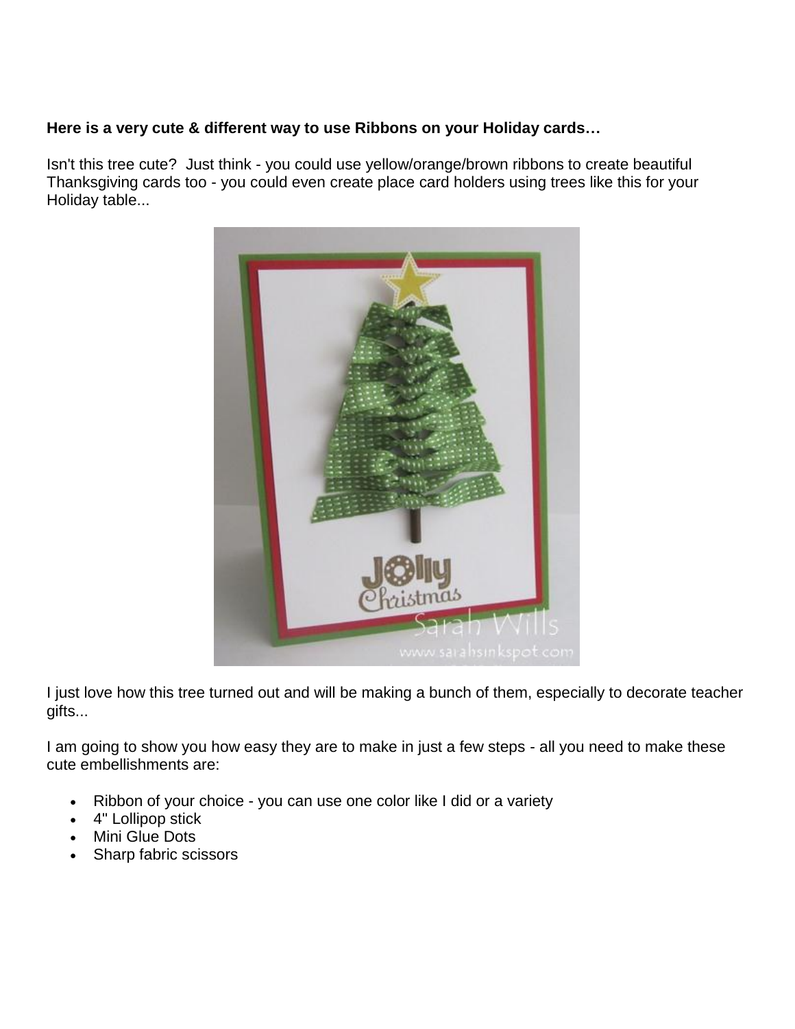**Here is a very cute & different way to use Ribbons on your Holiday cards…**

Isn't this tree cute? Just think - you could use yellow/orange/brown ribbons to create beautiful Thanksgiving cards too - you could even create place card holders using trees like this for your Holiday table...

I just love how this tree turned out and will be making a bunch of them, especially to decorate teacher gifts...

I am going to show you how easy they are to make in just a few steps - all you need to make these cute embellishments are:

- Ribbon of your choice - you can use one color like I did or a variety
- 4" Lollipop stick
- Mini Glue Dots
- Sharp fabric scissors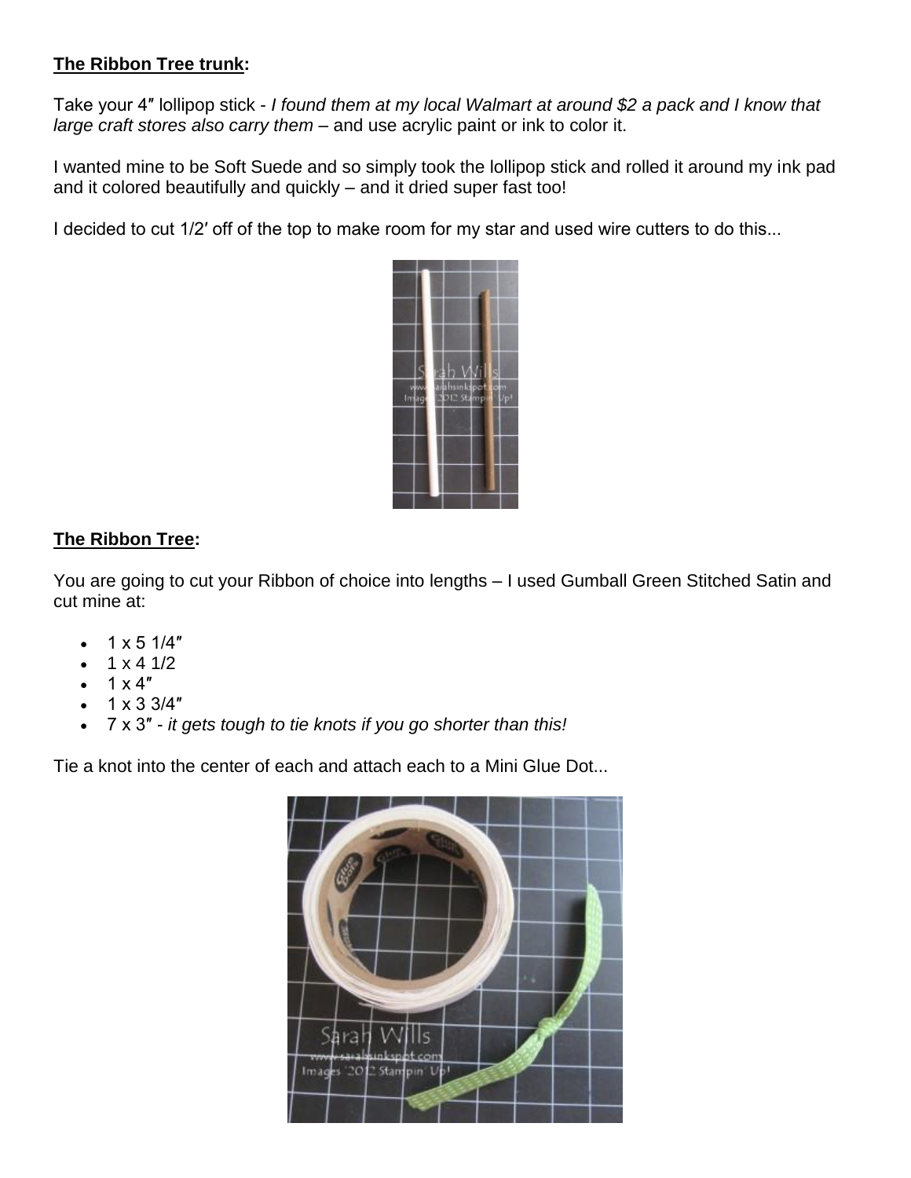**The Ribbon Tree trunk:**

Take your 4″ lollipop stick - *I found them at my local Walmart at around $2 a pack and I know that large craft stores also carry them* – and use acrylic paint or ink to color it.

I wanted mine to be Soft Suede and so simply took the lollipop stick and rolled it around my ink pad and it colored beautifully and quickly – and it dried super fast too!

I decided to cut 1/2′ off of the top to make room for my star and used wire cutters to do this...

**The Ribbon Tree:**

You are going to cut your Ribbon of choice into lengths – I used Gumball Green Stitched Satin and cut mine at:

- 1 x 5 1/4″
- 1 x 4 1/2
- 1 x 4″
- 1 x 3 3/4″
- 7 x 3″ - *it gets tough to tie knots if you go shorter than this!*

Tie a knot into the center of each and attach each to a Mini Glue Dot...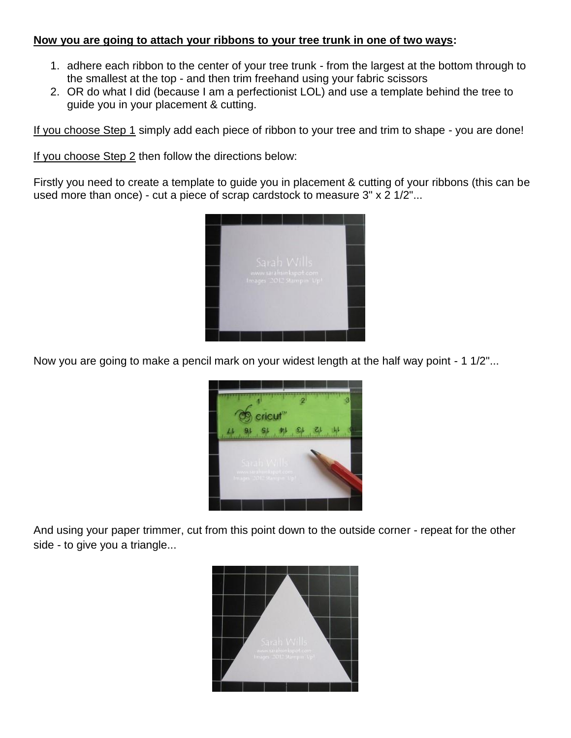**Now you are going to attach your ribbons to your tree trunk in one of two ways:**

1. adhere each ribbon to the center of your tree trunk - from the largest at the bottom through to the smallest at the top - and then trim freehand using your fabric scissors
2. OR do what I did (because I am a perfectionist LOL) and use a template behind the tree to guide you in your placement & cutting.

If you choose Step 1 simply add each piece of ribbon to your tree and trim to shape - you are done!

If you choose Step 2 then follow the directions below:

Firstly you need to create a template to guide you in placement & cutting of your ribbons (this can be used more than once) - cut a piece of scrap cardstock to measure 3" x 2 1/2"...

Now you are going to make a pencil mark on your widest length at the half way point - 1 1/2"...

And using your paper trimmer, cut from this point down to the outside corner - repeat for the other side - to give you a triangle...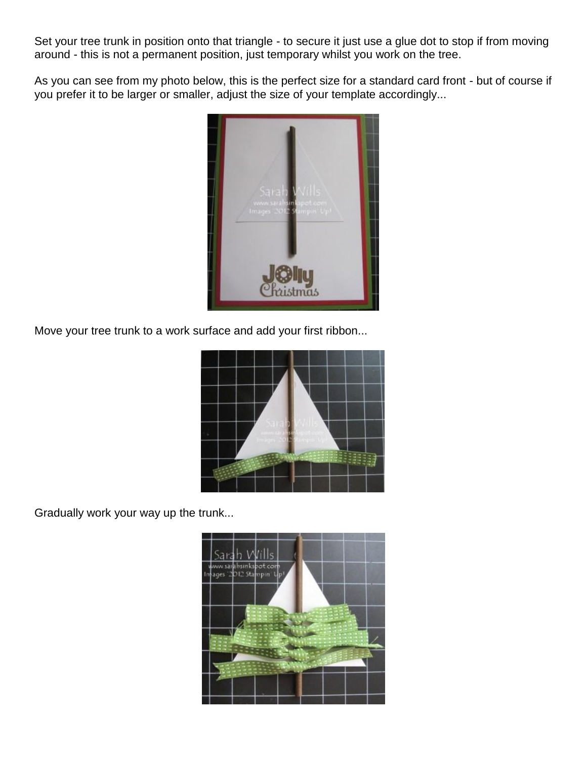Set your tree trunk in position onto that triangle - to secure it just use a glue dot to stop if from moving around - this is not a permanent position, just temporary whilst you work on the tree.

As you can see from my photo below, this is the perfect size for a standard card front - but of course if you prefer it to be larger or smaller, adjust the size of your template accordingly...

Move your tree trunk to a work surface and add your first ribbon...

Gradually work your way up the trunk...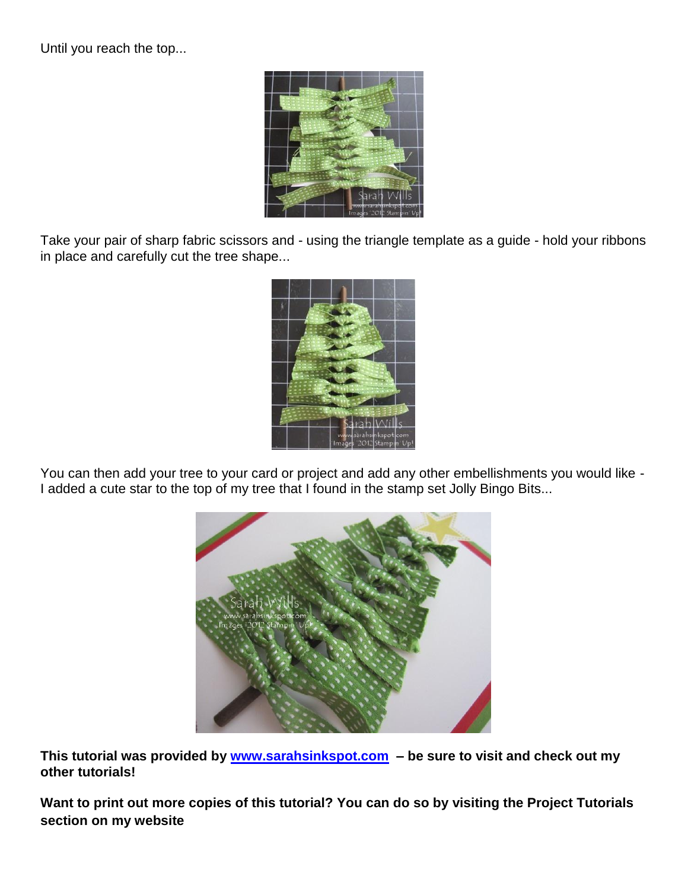Until you reach the top...

Take your pair of sharp fabric scissors and - using the triangle template as a guide - hold your ribbons in place and carefully cut the tree shape...

You can then add your tree to your card or project and add any other embellishments you would like - I added a cute star to the top of my tree that I found in the stamp set Jolly Bingo Bits...

**This tutorial was provided by [www.sarahsinkspot.com](http://www.sarahsinkspot.com) – be sure to visit and check out my other tutorials!**

**Want to print out more copies of this tutorial? You can do so by visiting the Project Tutorials section on my website**